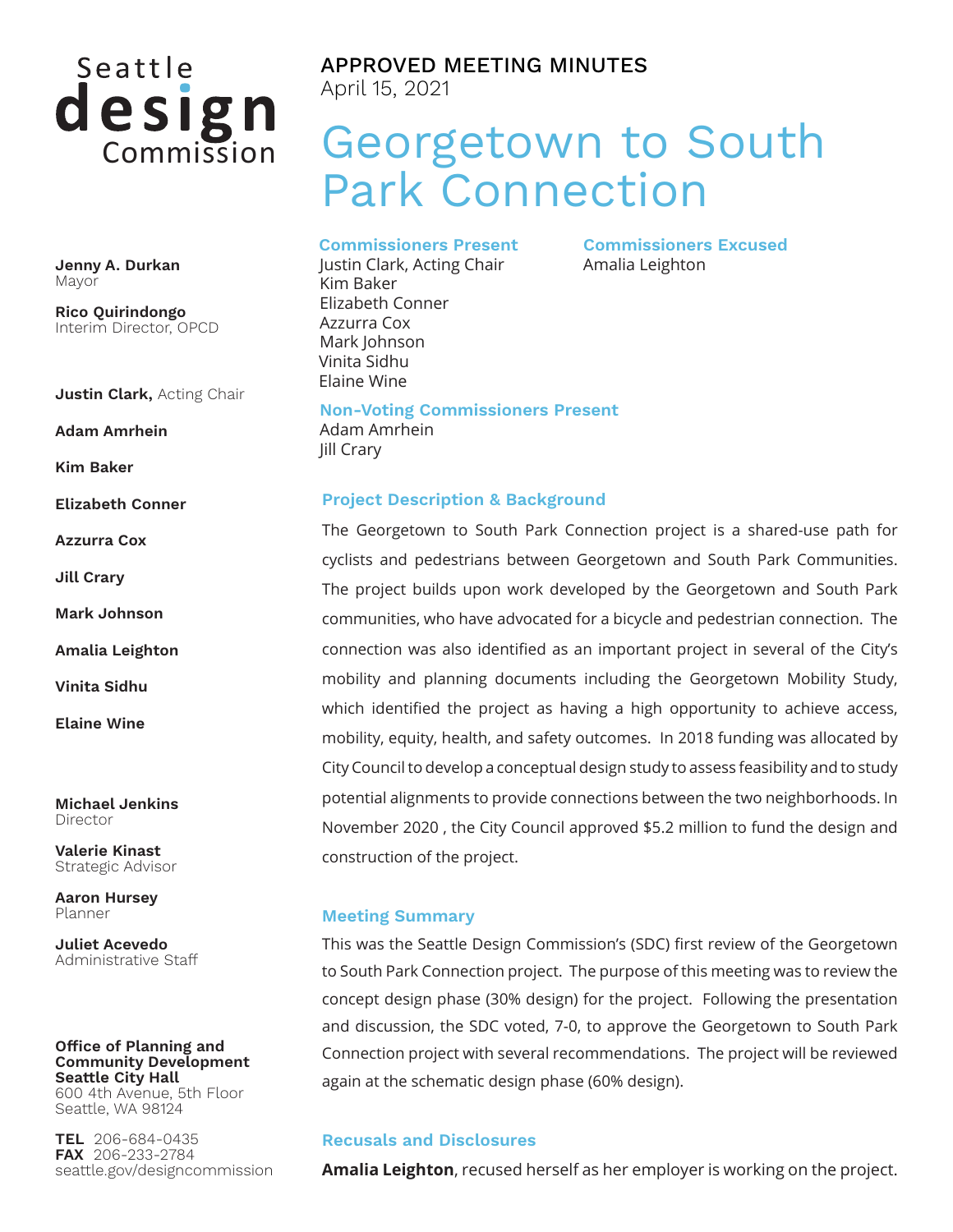Seattle design Commission

**Jenny A. Durkan**
Mayor

**Rico Quirindongo**
Interim Director, OPCD

**Justin Clark,** Acting Chair

**Adam Amrhein**

**Kim Baker**

**Elizabeth Conner**

**Azzurra Cox**

**Jill Crary**

**Mark Johnson**

**Amalia Leighton**

**Vinita Sidhu**

**Elaine Wine**

**Michael Jenkins**
Director

**Valerie Kinast**
Strategic Advisor

**Aaron Hursey**
Planner

**Juliet Acevedo**
Administrative Staff

**Office of Planning and Community Development**
**Seattle City Hall**
600 4th Avenue, 5th Floor
Seattle, WA 98124

**TEL** 206-684-0435
**FAX** 206-233-2784
seattle.gov/designcommission

APPROVED MEETING MINUTES
April 15, 2021

# Georgetown to South Park Connection

### Commissioners Present
Justin Clark, Acting Chair
Kim Baker
Elizabeth Conner
Azzurra Cox
Mark Johnson
Vinita Sidhu
Elaine Wine

### Commissioners Excused
Amalia Leighton

### Non-Voting Commissioners Present
Adam Amrhein
Jill Crary

## Project Description & Background

The Georgetown to South Park Connection project is a shared-use path for cyclists and pedestrians between Georgetown and South Park Communities. The project builds upon work developed by the Georgetown and South Park communities, who have advocated for a bicycle and pedestrian connection. The connection was also identified as an important project in several of the City's mobility and planning documents including the Georgetown Mobility Study, which identified the project as having a high opportunity to achieve access, mobility, equity, health, and safety outcomes. In 2018 funding was allocated by City Council to develop a conceptual design study to assess feasibility and to study potential alignments to provide connections between the two neighborhoods. In November 2020 , the City Council approved $5.2 million to fund the design and construction of the project.

## Meeting Summary

This was the Seattle Design Commission's (SDC) first review of the Georgetown to South Park Connection project. The purpose of this meeting was to review the concept design phase (30% design) for the project. Following the presentation and discussion, the SDC voted, 7-0, to approve the Georgetown to South Park Connection project with several recommendations. The project will be reviewed again at the schematic design phase (60% design).

## Recusals and Disclosures

**Amalia Leighton**, recused herself as her employer is working on the project.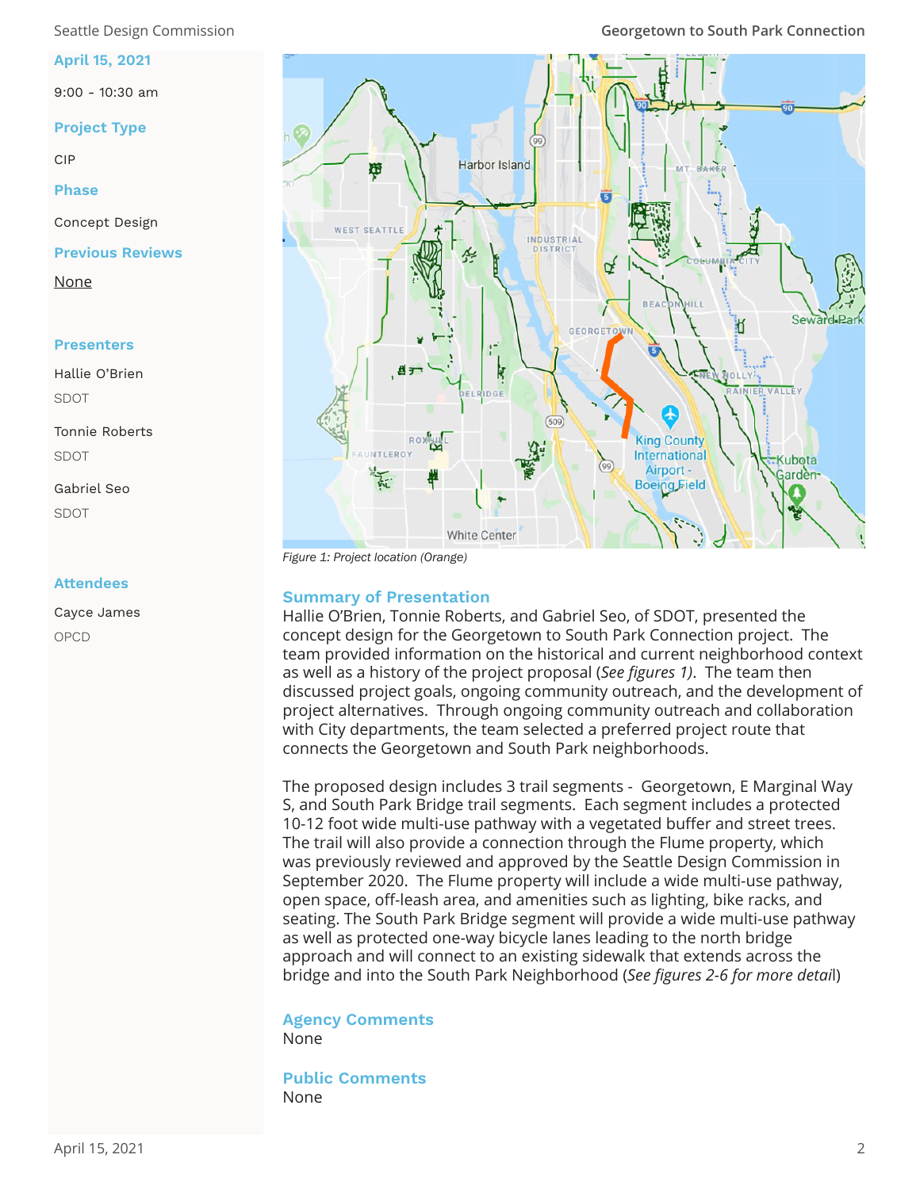**April 15, 2021**

9:00 - 10:30 am

**Project Type**

CIP

**Phase**

Concept Design

**Previous Reviews**

None

**Presenters**

Hallie O'Brien
SDOT

Tonnie Roberts
SDOT

Gabriel Seo
SDOT

**Attendees**

Cayce James
OPCD

*Figure 1: Project location (Orange)*

## Summary of Presentation

Hallie O'Brien, Tonnie Roberts, and Gabriel Seo, of SDOT, presented the concept design for the Georgetown to South Park Connection project. The team provided information on the historical and current neighborhood context as well as a history of the project proposal (*See figures 1)*. The team then discussed project goals, ongoing community outreach, and the development of project alternatives. Through ongoing community outreach and collaboration with City departments, the team selected a preferred project route that connects the Georgetown and South Park neighborhoods.

The proposed design includes 3 trail segments - Georgetown, E Marginal Way S, and South Park Bridge trail segments. Each segment includes a protected 10-12 foot wide multi-use pathway with a vegetated buffer and street trees. The trail will also provide a connection through the Flume property, which was previously reviewed and approved by the Seattle Design Commission in September 2020. The Flume property will include a wide multi-use pathway, open space, off-leash area, and amenities such as lighting, bike racks, and seating. The South Park Bridge segment will provide a wide multi-use pathway as well as protected one-way bicycle lanes leading to the north bridge approach and will connect to an existing sidewalk that extends across the bridge and into the South Park Neighborhood (*See figures 2-6 for more detail*)

## Agency Comments

None

## Public Comments

None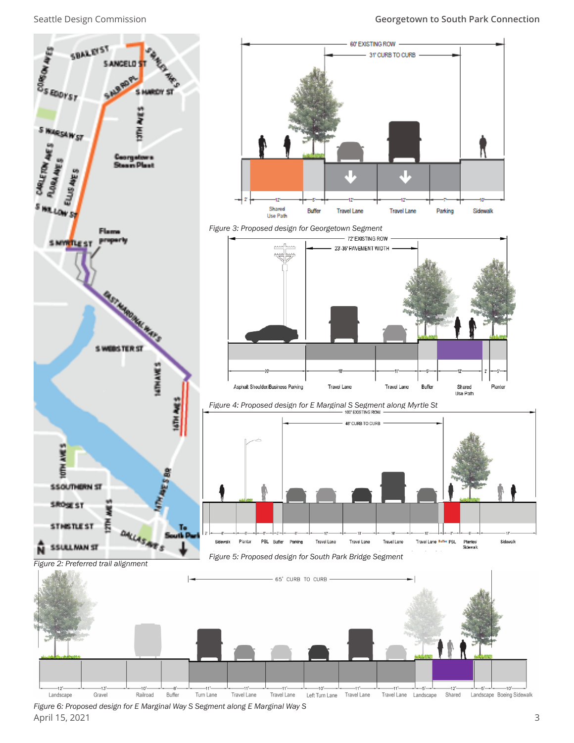Figure 2: Preferred trail alignment

Figure 3: Proposed design for Georgetown Segment

Figure 4: Proposed design for E Marginal S Segment along Myrtle St

Figure 5: Proposed design for South Park Bridge Segment

Figure 6: Proposed design for E Marginal Way S Segment along E Marginal Way S

April 15, 2021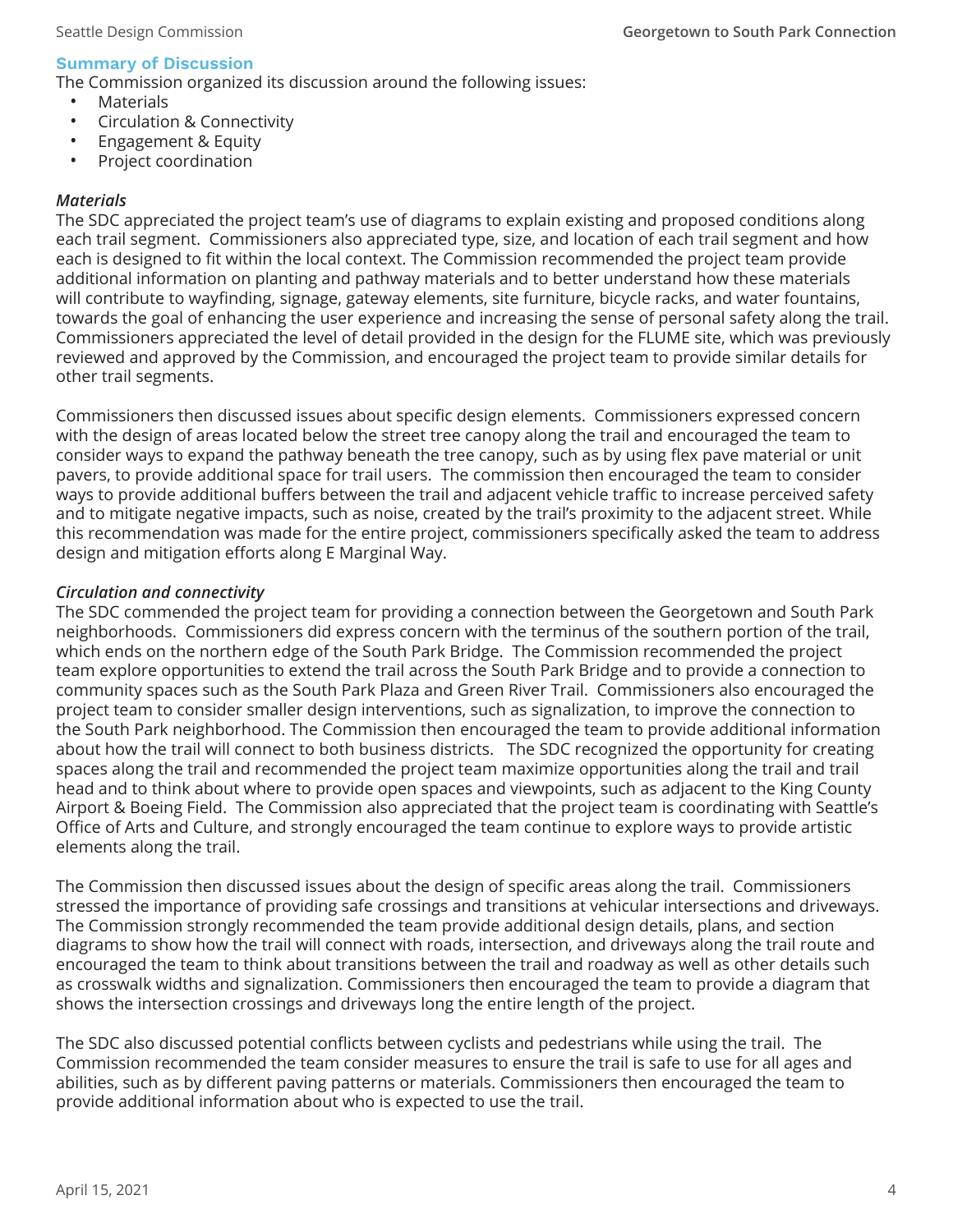## Summary of Discussion

The Commission organized its discussion around the following issues:

- Materials
- Circulation & Connectivity
- Engagement & Equity
- Project coordination

### *Materials*

The SDC appreciated the project team's use of diagrams to explain existing and proposed conditions along each trail segment. Commissioners also appreciated type, size, and location of each trail segment and how each is designed to fit within the local context. The Commission recommended the project team provide additional information on planting and pathway materials and to better understand how these materials will contribute to wayfinding, signage, gateway elements, site furniture, bicycle racks, and water fountains, towards the goal of enhancing the user experience and increasing the sense of personal safety along the trail. Commissioners appreciated the level of detail provided in the design for the FLUME site, which was previously reviewed and approved by the Commission, and encouraged the project team to provide similar details for other trail segments.

Commissioners then discussed issues about specific design elements. Commissioners expressed concern with the design of areas located below the street tree canopy along the trail and encouraged the team to consider ways to expand the pathway beneath the tree canopy, such as by using flex pave material or unit pavers, to provide additional space for trail users. The commission then encouraged the team to consider ways to provide additional buffers between the trail and adjacent vehicle traffic to increase perceived safety and to mitigate negative impacts, such as noise, created by the trail's proximity to the adjacent street. While this recommendation was made for the entire project, commissioners specifically asked the team to address design and mitigation efforts along E Marginal Way.

### *Circulation and connectivity*

The SDC commended the project team for providing a connection between the Georgetown and South Park neighborhoods. Commissioners did express concern with the terminus of the southern portion of the trail, which ends on the northern edge of the South Park Bridge. The Commission recommended the project team explore opportunities to extend the trail across the South Park Bridge and to provide a connection to community spaces such as the South Park Plaza and Green River Trail. Commissioners also encouraged the project team to consider smaller design interventions, such as signalization, to improve the connection to the South Park neighborhood. The Commission then encouraged the team to provide additional information about how the trail will connect to both business districts. The SDC recognized the opportunity for creating spaces along the trail and recommended the project team maximize opportunities along the trail and trail head and to think about where to provide open spaces and viewpoints, such as adjacent to the King County Airport & Boeing Field. The Commission also appreciated that the project team is coordinating with Seattle's Office of Arts and Culture, and strongly encouraged the team continue to explore ways to provide artistic elements along the trail.

The Commission then discussed issues about the design of specific areas along the trail. Commissioners stressed the importance of providing safe crossings and transitions at vehicular intersections and driveways. The Commission strongly recommended the team provide additional design details, plans, and section diagrams to show how the trail will connect with roads, intersection, and driveways along the trail route and encouraged the team to think about transitions between the trail and roadway as well as other details such as crosswalk widths and signalization. Commissioners then encouraged the team to provide a diagram that shows the intersection crossings and driveways long the entire length of the project.

The SDC also discussed potential conflicts between cyclists and pedestrians while using the trail. The Commission recommended the team consider measures to ensure the trail is safe to use for all ages and abilities, such as by different paving patterns or materials. Commissioners then encouraged the team to provide additional information about who is expected to use the trail.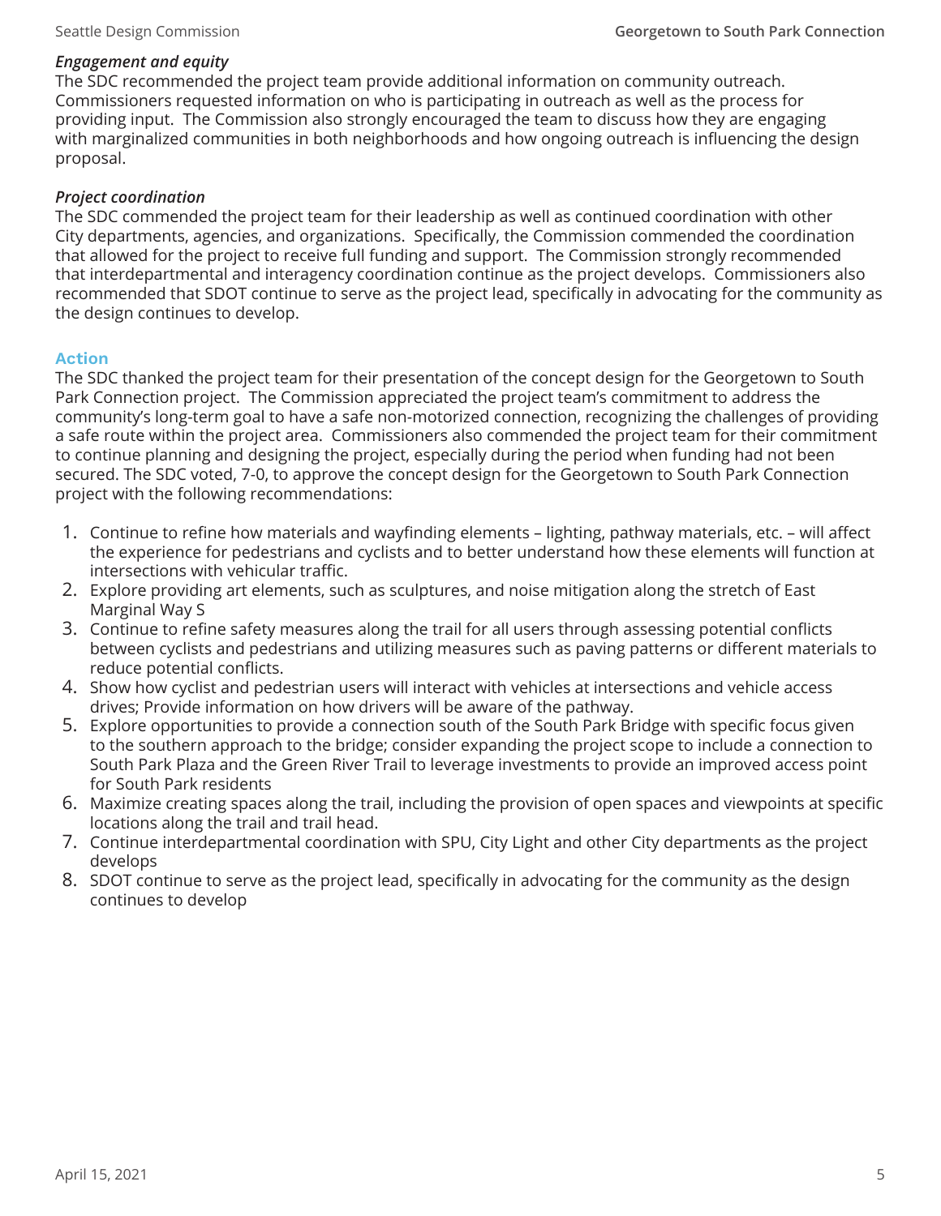*Engagement and equity*

The SDC recommended the project team provide additional information on community outreach. Commissioners requested information on who is participating in outreach as well as the process for providing input. The Commission also strongly encouraged the team to discuss how they are engaging with marginalized communities in both neighborhoods and how ongoing outreach is influencing the design proposal.

*Project coordination*

The SDC commended the project team for their leadership as well as continued coordination with other City departments, agencies, and organizations. Specifically, the Commission commended the coordination that allowed for the project to receive full funding and support. The Commission strongly recommended that interdepartmental and interagency coordination continue as the project develops. Commissioners also recommended that SDOT continue to serve as the project lead, specifically in advocating for the community as the design continues to develop.

## Action

The SDC thanked the project team for their presentation of the concept design for the Georgetown to South Park Connection project. The Commission appreciated the project team's commitment to address the community's long-term goal to have a safe non-motorized connection, recognizing the challenges of providing a safe route within the project area. Commissioners also commended the project team for their commitment to continue planning and designing the project, especially during the period when funding had not been secured. The SDC voted, 7-0, to approve the concept design for the Georgetown to South Park Connection project with the following recommendations:

1. Continue to refine how materials and wayfinding elements – lighting, pathway materials, etc. – will affect the experience for pedestrians and cyclists and to better understand how these elements will function at intersections with vehicular traffic.
2. Explore providing art elements, such as sculptures, and noise mitigation along the stretch of East Marginal Way S
3. Continue to refine safety measures along the trail for all users through assessing potential conflicts between cyclists and pedestrians and utilizing measures such as paving patterns or different materials to reduce potential conflicts.
4. Show how cyclist and pedestrian users will interact with vehicles at intersections and vehicle access drives; Provide information on how drivers will be aware of the pathway.
5. Explore opportunities to provide a connection south of the South Park Bridge with specific focus given to the southern approach to the bridge; consider expanding the project scope to include a connection to South Park Plaza and the Green River Trail to leverage investments to provide an improved access point for South Park residents
6. Maximize creating spaces along the trail, including the provision of open spaces and viewpoints at specific locations along the trail and trail head.
7. Continue interdepartmental coordination with SPU, City Light and other City departments as the project develops
8. SDOT continue to serve as the project lead, specifically in advocating for the community as the design continues to develop